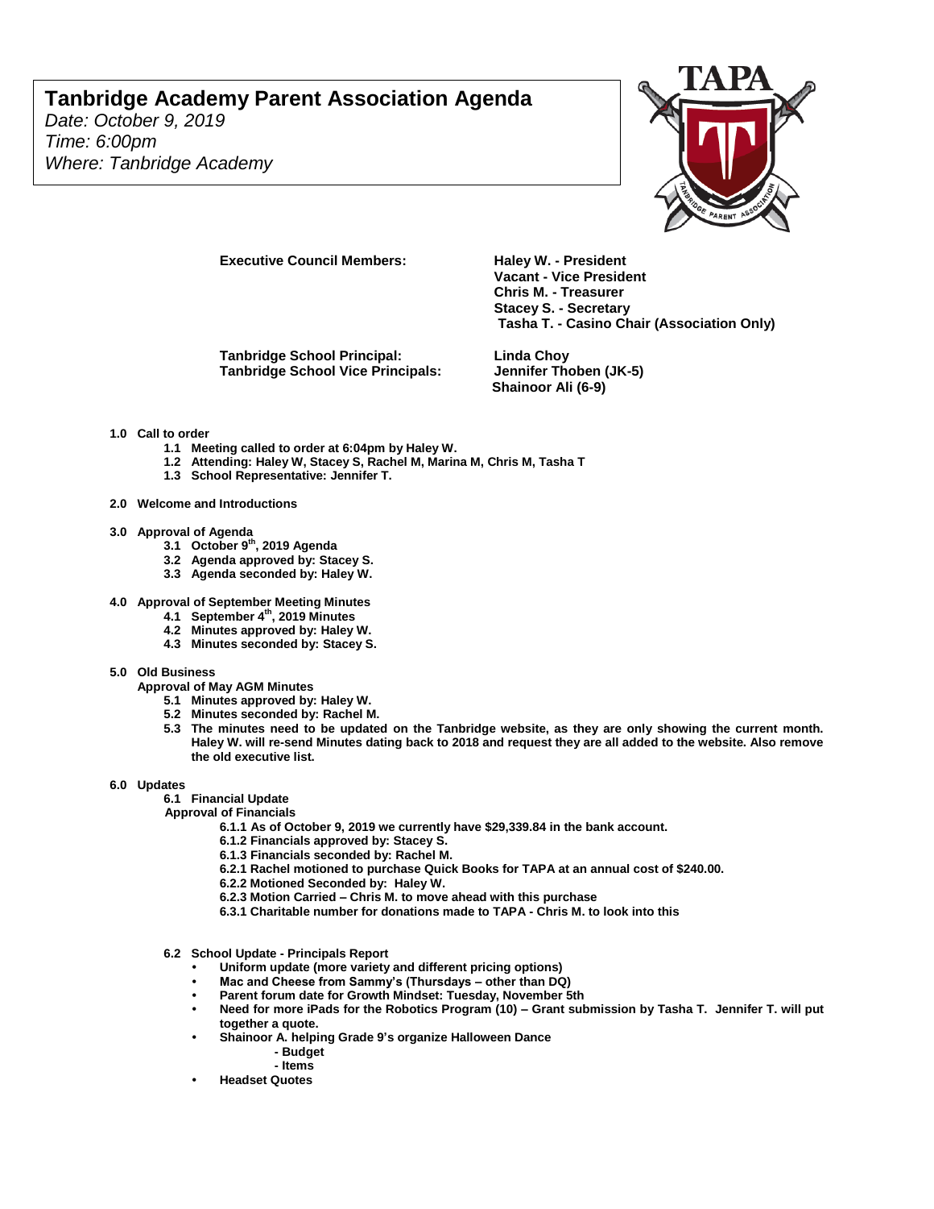# Tanbridge Academy Parent Association Agenda

*Date: October 9, 2019*
*Time: 6:00pm*
*Where: Tanbridge Academy*

**Executive Council Members:**
**Haley W. - President**
**Vacant - Vice President**
**Chris M. - Treasurer**
**Stacey S. - Secretary**
**Tasha T. - Casino Chair (Association Only)**

**Tanbridge School Principal:** **Linda Choy**
**Tanbridge School Vice Principals:** **Jennifer Thoben (JK-5)**
**Shainoor Ali (6-9)**

**1.0 Call to order**

- **1.1 Meeting called to order at 6:04pm by Haley W.**
- **1.2 Attending: Haley W, Stacey S, Rachel M, Marina M, Chris M, Tasha T**
- **1.3 School Representative: Jennifer T.**

**2.0 Welcome and Introductions**

**3.0 Approval of Agenda**

- **3.1 October 9th, 2019 Agenda**
- **3.2 Agenda approved by: Stacey S.**
- **3.3 Agenda seconded by: Haley W.**

**4.0 Approval of September Meeting Minutes**

- **4.1 September 4th, 2019 Minutes**
- **4.2 Minutes approved by: Haley W.**
- **4.3 Minutes seconded by: Stacey S.**

**5.0 Old Business**

**Approval of May AGM Minutes**

- **5.1 Minutes approved by: Haley W.**
- **5.2 Minutes seconded by: Rachel M.**
- **5.3 The minutes need to be updated on the Tanbridge website, as they are only showing the current month. Haley W. will re-send Minutes dating back to 2018 and request they are all added to the website. Also remove the old executive list.**

**6.0 Updates**

- **6.1 Financial Update**

**Approval of Financials**

- **6.1.1 As of October 9, 2019 we currently have $29,339.84 in the bank account.**
- **6.1.2 Financials approved by: Stacey S.**
- **6.1.3 Financials seconded by: Rachel M.**
- **6.2.1 Rachel motioned to purchase Quick Books for TAPA at an annual cost of $240.00.**
- **6.2.2 Motioned Seconded by: Haley W.**
- **6.2.3 Motion Carried – Chris M. to move ahead with this purchase**
- **6.3.1 Charitable number for donations made to TAPA - Chris M. to look into this**

- **6.2 School Update - Principals Report**
  - **Uniform update (more variety and different pricing options)**
  - **Mac and Cheese from Sammy's (Thursdays – other than DQ)**
  - **Parent forum date for Growth Mindset: Tuesday, November 5th**
  - **Need for more iPads for the Robotics Program (10) – Grant submission by Tasha T. Jennifer T. will put together a quote.**
  - **Shainoor A. helping Grade 9's organize Halloween Dance**
    - **- Budget**
    - **- Items**
  - **Headset Quotes**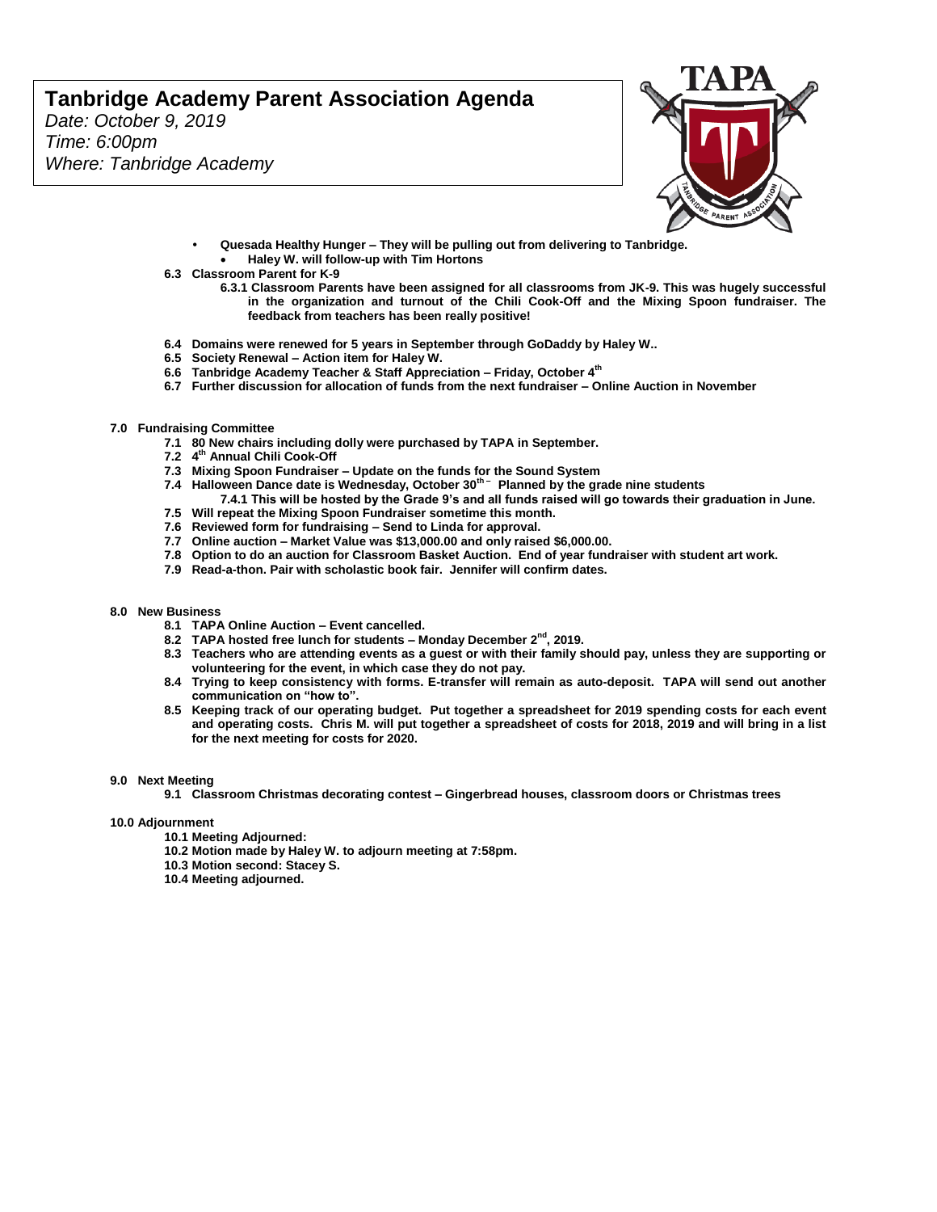# Tanbridge Academy Parent Association Agenda

*Date: October 9, 2019*
*Time: 6:00pm*
*Where: Tanbridge Academy*

- **Quesada Healthy Hunger – They will be pulling out from delivering to Tanbridge.**
  - **Haley W. will follow-up with Tim Hortons**

**6.3 Classroom Parent for K-9**

**6.3.1 Classroom Parents have been assigned for all classrooms from JK-9. This was hugely successful in the organization and turnout of the Chili Cook-Off and the Mixing Spoon fundraiser. The feedback from teachers has been really positive!**

**6.4 Domains were renewed for 5 years in September through GoDaddy by Haley W..**
**6.5 Society Renewal – Action item for Haley W.**
**6.6 Tanbridge Academy Teacher & Staff Appreciation – Friday, October 4th**
**6.7 Further discussion for allocation of funds from the next fundraiser – Online Auction in November**

**7.0 Fundraising Committee**

**7.1 80 New chairs including dolly were purchased by TAPA in September.**
**7.2 4th Annual Chili Cook-Off**
**7.3 Mixing Spoon Fundraiser – Update on the funds for the Sound System**
**7.4 Halloween Dance date is Wednesday, October 30th – Planned by the grade nine students**
**7.4.1 This will be hosted by the Grade 9's and all funds raised will go towards their graduation in June.**
**7.5 Will repeat the Mixing Spoon Fundraiser sometime this month.**
**7.6 Reviewed form for fundraising – Send to Linda for approval.**
**7.7 Online auction – Market Value was $13,000.00 and only raised $6,000.00.**
**7.8 Option to do an auction for Classroom Basket Auction. End of year fundraiser with student art work.**
**7.9 Read-a-thon. Pair with scholastic book fair. Jennifer will confirm dates.**

**8.0 New Business**

**8.1 TAPA Online Auction – Event cancelled.**
**8.2 TAPA hosted free lunch for students – Monday December 2nd, 2019.**
**8.3 Teachers who are attending events as a guest or with their family should pay, unless they are supporting or volunteering for the event, in which case they do not pay.**
**8.4 Trying to keep consistency with forms. E-transfer will remain as auto-deposit. TAPA will send out another communication on "how to".**
**8.5 Keeping track of our operating budget. Put together a spreadsheet for 2019 spending costs for each event and operating costs. Chris M. will put together a spreadsheet of costs for 2018, 2019 and will bring in a list for the next meeting for costs for 2020.**

**9.0 Next Meeting**

**9.1 Classroom Christmas decorating contest – Gingerbread houses, classroom doors or Christmas trees**

**10.0 Adjournment**

**10.1 Meeting Adjourned:**
**10.2 Motion made by Haley W. to adjourn meeting at 7:58pm.**
**10.3 Motion second: Stacey S.**
**10.4 Meeting adjourned.**